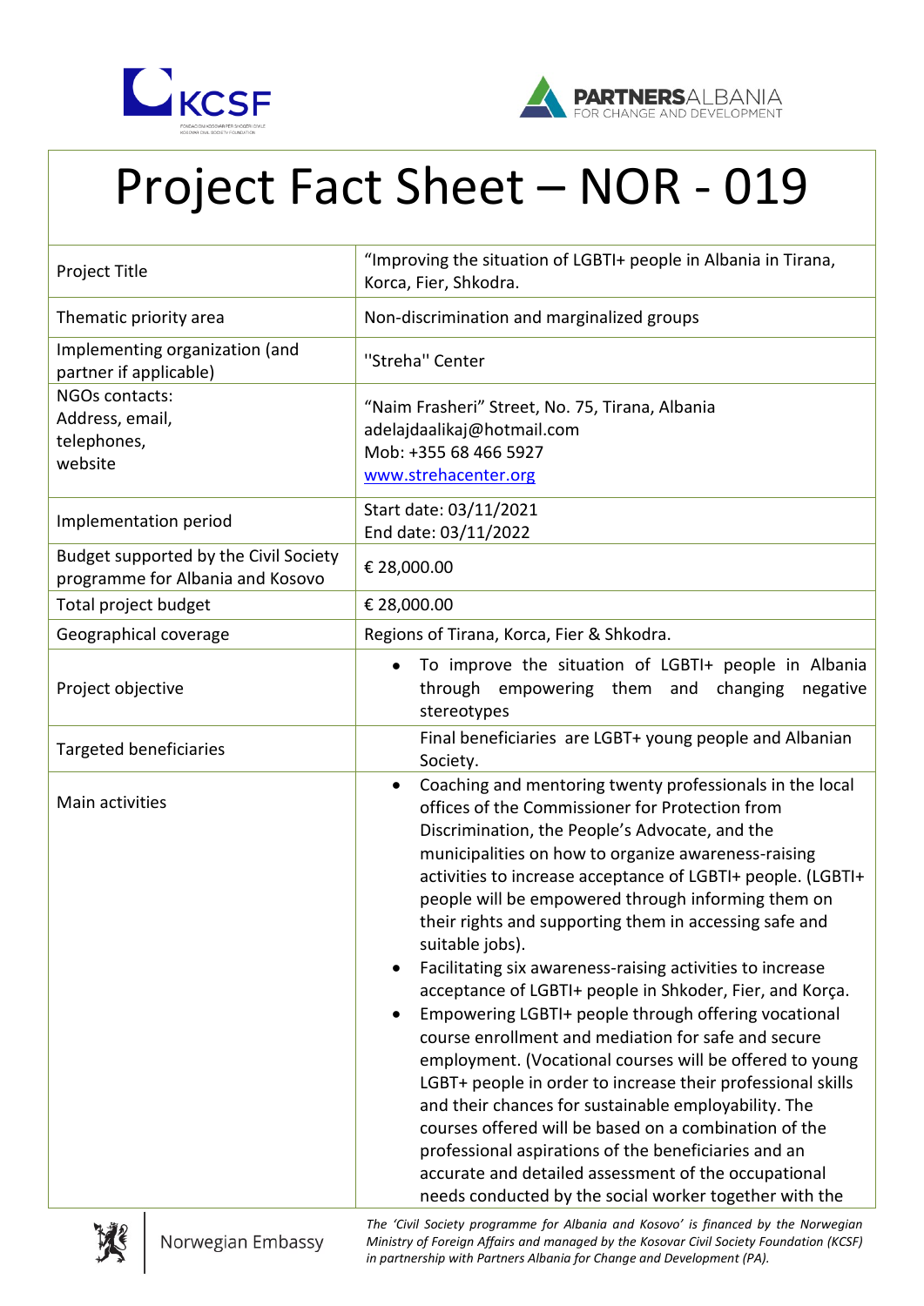# Project Fact Sheet – NOR - 019

| | |
|---|---|
| Project Title | "Improving the situation of LGBTI+ people in Albania in Tirana, Korca, Fier, Shkodra. |
| Thematic priority area | Non-discrimination and marginalized groups |
| Implementing organization (and partner if applicable) | "Streha" Center |
| NGOs contacts: Address, email, telephones, website | "Naim Frasheri" Street, No. 75, Tirana, Albania<br>adelajdaalikaj@hotmail.com<br>Mob: +355 68 466 5927<br>www.strehacenter.org |
| Implementation period | Start date: 03/11/2021<br>End date: 03/11/2022 |
| Budget supported by the Civil Society programme for Albania and Kosovo | € 28,000.00 |
| Total project budget | € 28,000.00 |
| Geographical coverage | Regions of Tirana, Korca, Fier & Shkodra. |
| Project objective | • To improve the situation of LGBTI+ people in Albania through empowering them and changing negative stereotypes |
| Targeted beneficiaries | Final beneficiaries are LGBT+ young people and Albanian Society. |
| Main activities | • Coaching and mentoring twenty professionals in the local offices of the Commissioner for Protection from Discrimination, the People's Advocate, and the municipalities on how to organize awareness-raising activities to increase acceptance of LGBTI+ people. (LGBTI+ people will be empowered through informing them on their rights and supporting them in accessing safe and suitable jobs).<br>• Facilitating six awareness-raising activities to increase acceptance of LGBTI+ people in Shkoder, Fier, and Korça.<br>• Empowering LGBTI+ people through offering vocational course enrollment and mediation for safe and secure employment. (Vocational courses will be offered to young LGBT+ people in order to increase their professional skills and their chances for sustainable employability. The courses offered will be based on a combination of the professional aspirations of the beneficiaries and an accurate and detailed assessment of the occupational needs conducted by the social worker together with the |

*The 'Civil Society programme for Albania and Kosovo' is financed by the Norwegian Ministry of Foreign Affairs and managed by the Kosovar Civil Society Foundation (KCSF) in partnership with Partners Albania for Change and Development (PA).*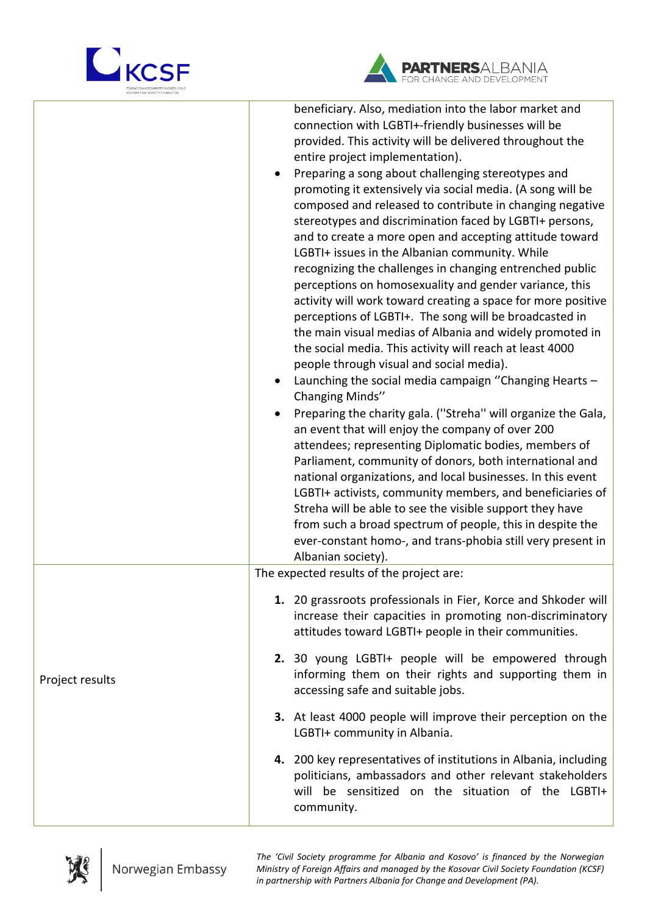| | |
|---|---|
| | beneficiary. Also, mediation into the labor market and connection with LGBTI+-friendly businesses will be provided. This activity will be delivered throughout the entire project implementation).<br>• Preparing a song about challenging stereotypes and promoting it extensively via social media. (A song will be composed and released to contribute in changing negative stereotypes and discrimination faced by LGBTI+ persons, and to create a more open and accepting attitude toward LGBTI+ issues in the Albanian community. While recognizing the challenges in changing entrenched public perceptions on homosexuality and gender variance, this activity will work toward creating a space for more positive perceptions of LGBTI+. The song will be broadcasted in the main visual medias of Albania and widely promoted in the social media. This activity will reach at least 4000 people through visual and social media).<br>• Launching the social media campaign ''Changing Hearts – Changing Minds''<br>• Preparing the charity gala. (''Streha'' will organize the Gala, an event that will enjoy the company of over 200 attendees; representing Diplomatic bodies, members of Parliament, community of donors, both international and national organizations, and local businesses. In this event LGBTI+ activists, community members, and beneficiaries of Streha will be able to see the visible support they have from such a broad spectrum of people, this in despite the ever-constant homo-, and trans-phobia still very present in Albanian society). |
| Project results | The expected results of the project are:<br>**1.** 20 grassroots professionals in Fier, Korce and Shkoder will increase their capacities in promoting non-discriminatory attitudes toward LGBTI+ people in their communities.<br>**2.** 30 young LGBTI+ people will be empowered through informing them on their rights and supporting them in accessing safe and suitable jobs.<br>**3.** At least 4000 people will improve their perception on the LGBTI+ community in Albania.<br>**4.** 200 key representatives of institutions in Albania, including politicians, ambassadors and other relevant stakeholders will be sensitized on the situation of the LGBTI+ community. |

*The 'Civil Society programme for Albania and Kosovo' is financed by the Norwegian Ministry of Foreign Affairs and managed by the Kosovar Civil Society Foundation (KCSF) in partnership with Partners Albania for Change and Development (PA).*